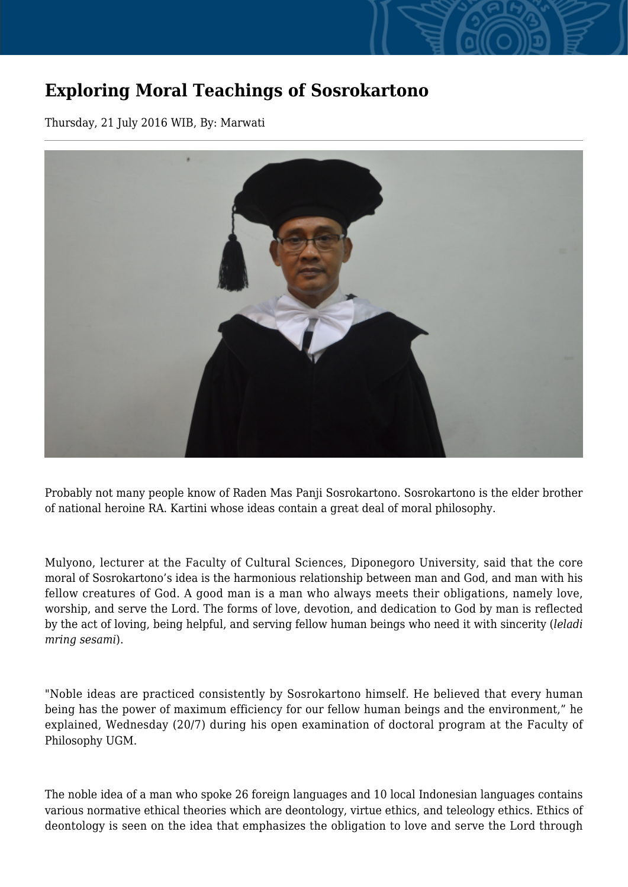# Exploring Moral Teachings of Sosrokartono

Thursday, 21 July 2016 WIB, By: Marwati

Probably not many people know of Raden Mas Panji Sosrokartono. Sosrokartono is the elder brother of national heroine RA. Kartini whose ideas contain a great deal of moral philosophy.

Mulyono, lecturer at the Faculty of Cultural Sciences, Diponegoro University, said that the core moral of Sosrokartono's idea is the harmonious relationship between man and God, and man with his fellow creatures of God. A good man is a man who always meets their obligations, namely love, worship, and serve the Lord. The forms of love, devotion, and dedication to God by man is reflected by the act of loving, being helpful, and serving fellow human beings who need it with sincerity (*leladi mring sesami*).

"Noble ideas are practiced consistently by Sosrokartono himself. He believed that every human being has the power of maximum efficiency for our fellow human beings and the environment," he explained, Wednesday (20/7) during his open examination of doctoral program at the Faculty of Philosophy UGM.

The noble idea of a man who spoke 26 foreign languages and 10 local Indonesian languages contains various normative ethical theories which are deontology, virtue ethics, and teleology ethics. Ethics of deontology is seen on the idea that emphasizes the obligation to love and serve the Lord through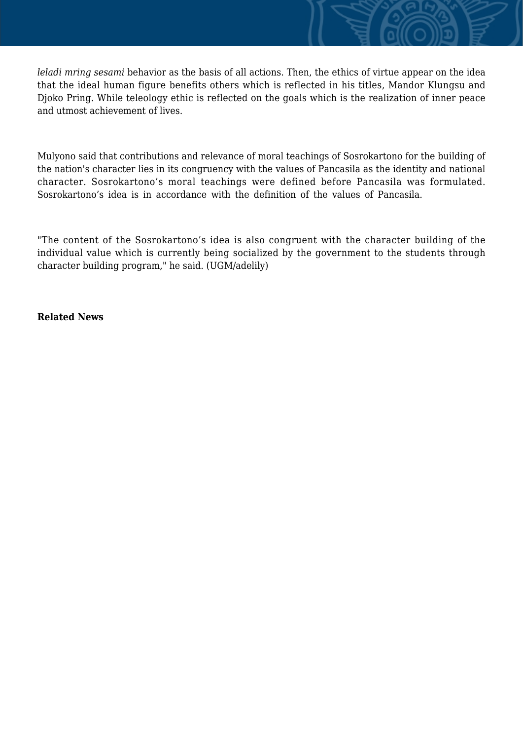*leladi mring sesami* behavior as the basis of all actions. Then, the ethics of virtue appear on the idea that the ideal human figure benefits others which is reflected in his titles, Mandor Klungsu and Djoko Pring. While teleology ethic is reflected on the goals which is the realization of inner peace and utmost achievement of lives.

Mulyono said that contributions and relevance of moral teachings of Sosrokartono for the building of the nation's character lies in its congruency with the values of Pancasila as the identity and national character. Sosrokartono's moral teachings were defined before Pancasila was formulated. Sosrokartono's idea is in accordance with the definition of the values of Pancasila.

"The content of the Sosrokartono's idea is also congruent with the character building of the individual value which is currently being socialized by the government to the students through character building program," he said. (UGM/adelily)

**Related News**